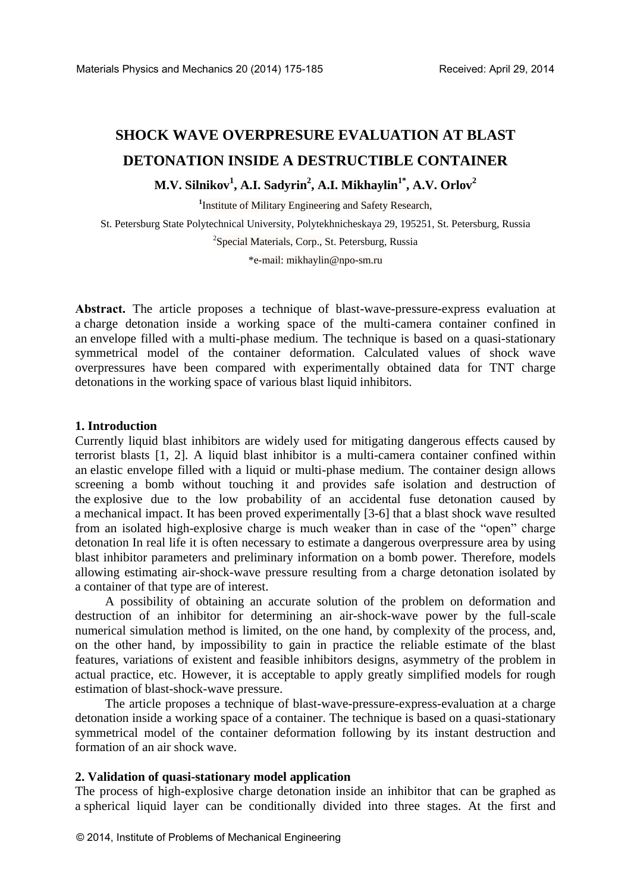# SHOCK WAVE OVERPRESURE EVALUATION AT BLAST DETONATION INSIDE A DESTRUCTIBLE CONTAINER

**M.V. Silnikov[1], A.I. Sadyrin[2], A.I. Mikhaylin[1*], A.V. Orlov[2]**

[1]Institute of Military Engineering and Safety Research,

St. Petersburg State Polytechnical University, Polytekhnicheskaya 29, 195251, St. Petersburg, Russia

[2]Special Materials, Corp., St. Petersburg, Russia

*e-mail: mikhaylin@npo-sm.ru

**Abstract.** The article proposes a technique of blast-wave-pressure-express evaluation at a charge detonation inside a working space of the multi-camera container confined in an envelope filled with a multi-phase medium. The technique is based on a quasi-stationary symmetrical model of the container deformation. Calculated values of shock wave overpressures have been compared with experimentally obtained data for TNT charge detonations in the working space of various blast liquid inhibitors.

## 1. Introduction

Currently liquid blast inhibitors are widely used for mitigating dangerous effects caused by terrorist blasts [1, 2]. A liquid blast inhibitor is a multi-camera container confined within an elastic envelope filled with a liquid or multi-phase medium. The container design allows screening a bomb without touching it and provides safe isolation and destruction of the explosive due to the low probability of an accidental fuse detonation caused by a mechanical impact. It has been proved experimentally [3-6] that a blast shock wave resulted from an isolated high-explosive charge is much weaker than in case of the "open" charge detonation In real life it is often necessary to estimate a dangerous overpressure area by using blast inhibitor parameters and preliminary information on a bomb power. Therefore, models allowing estimating air-shock-wave pressure resulting from a charge detonation isolated by a container of that type are of interest.

A possibility of obtaining an accurate solution of the problem on deformation and destruction of an inhibitor for determining an air-shock-wave power by the full-scale numerical simulation method is limited, on the one hand, by complexity of the process, and, on the other hand, by impossibility to gain in practice the reliable estimate of the blast features, variations of existent and feasible inhibitors designs, asymmetry of the problem in actual practice, etc. However, it is acceptable to apply greatly simplified models for rough estimation of blast-shock-wave pressure.

The article proposes a technique of blast-wave-pressure-express-evaluation at a charge detonation inside a working space of a container. The technique is based on a quasi-stationary symmetrical model of the container deformation following by its instant destruction and formation of an air shock wave.

## 2. Validation of quasi-stationary model application

The process of high-explosive charge detonation inside an inhibitor that can be graphed as a spherical liquid layer can be conditionally divided into three stages. At the first and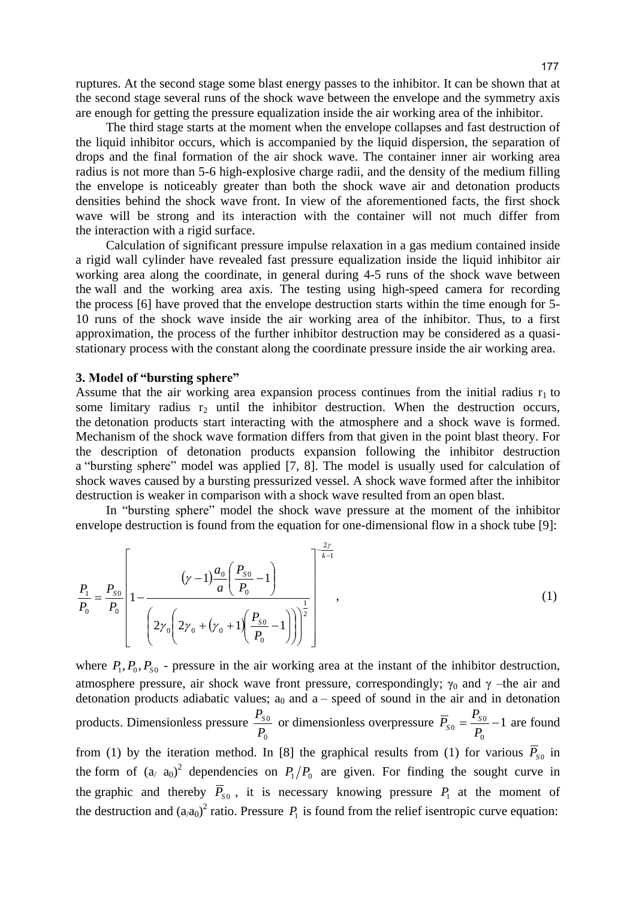ruptures. At the second stage some blast energy passes to the inhibitor. It can be shown that at the second stage several runs of the shock wave between the envelope and the symmetry axis are enough for getting the pressure equalization inside the air working area of the inhibitor.

The third stage starts at the moment when the envelope collapses and fast destruction of the liquid inhibitor occurs, which is accompanied by the liquid dispersion, the separation of drops and the final formation of the air shock wave. The container inner air working area radius is not more than 5-6 high-explosive charge radii, and the density of the medium filling the envelope is noticeably greater than both the shock wave air and detonation products densities behind the shock wave front. In view of the aforementioned facts, the first shock wave will be strong and its interaction with the container will not much differ from the interaction with a rigid surface.

Calculation of significant pressure impulse relaxation in a gas medium contained inside a rigid wall cylinder have revealed fast pressure equalization inside the liquid inhibitor air working area along the coordinate, in general during 4-5 runs of the shock wave between the wall and the working area axis. The testing using high-speed camera for recording the process [6] have proved that the envelope destruction starts within the time enough for 5-10 runs of the shock wave inside the air working area of the inhibitor. Thus, to a first approximation, the process of the further inhibitor destruction may be considered as a quasi-stationary process with the constant along the coordinate pressure inside the air working area.

### 3. Model of "bursting sphere"

Assume that the air working area expansion process continues from the initial radius $r_1$ to some limitary radius $r_2$ until the inhibitor destruction. When the destruction occurs, the detonation products start interacting with the atmosphere and a shock wave is formed. Mechanism of the shock wave formation differs from that given in the point blast theory. For the description of detonation products expansion following the inhibitor destruction a "bursting sphere" model was applied [7, 8]. The model is usually used for calculation of shock waves caused by a bursting pressurized vessel. A shock wave formed after the inhibitor destruction is weaker in comparison with a shock wave resulted from an open blast.

In "bursting sphere" model the shock wave pressure at the moment of the inhibitor envelope destruction is found from the equation for one-dimensional flow in a shock tube [9]:

$$\frac{P_1}{P_0} = \frac{P_{S0}}{P_0}\left[1 - \frac{(\gamma - 1)\dfrac{a_0}{a}\left(\dfrac{P_{S0}}{P_0} - 1\right)}{\left(2\gamma_0\left(2\gamma_0 + (\gamma_0 + 1)\left(\dfrac{P_{S0}}{P_0} - 1\right)\right)\right)^{\frac{1}{2}}}\right]^{-\frac{2\gamma}{k-1}}, \tag{1}$$

where $P_1, P_0, P_{S0}$ - pressure in the air working area at the instant of the inhibitor destruction, atmosphere pressure, air shock wave front pressure, correspondingly; $\gamma_0$ and $\gamma$ –the air and detonation products adiabatic values; $a_0$ and $a$ – speed of sound in the air and in detonation products. Dimensionless pressure $\dfrac{P_{S0}}{P_0}$ or dimensionless overpressure $\overline{P}_{S0} = \dfrac{P_{S0}}{P_0} - 1$ are found from (1) by the iteration method. In [8] the graphical results from (1) for various $\overline{P}_{S0}$ in the form of $(a_/\ a_0)^2$ dependencies on $P_1/P_0$ are given. For finding the sought curve in the graphic and thereby $\overline{P}_{S0}$, it is necessary knowing pressure $P_1$ at the moment of the destruction and $(a_/a_0)^2$ ratio. Pressure $P_1$ is found from the relief isentropic curve equation: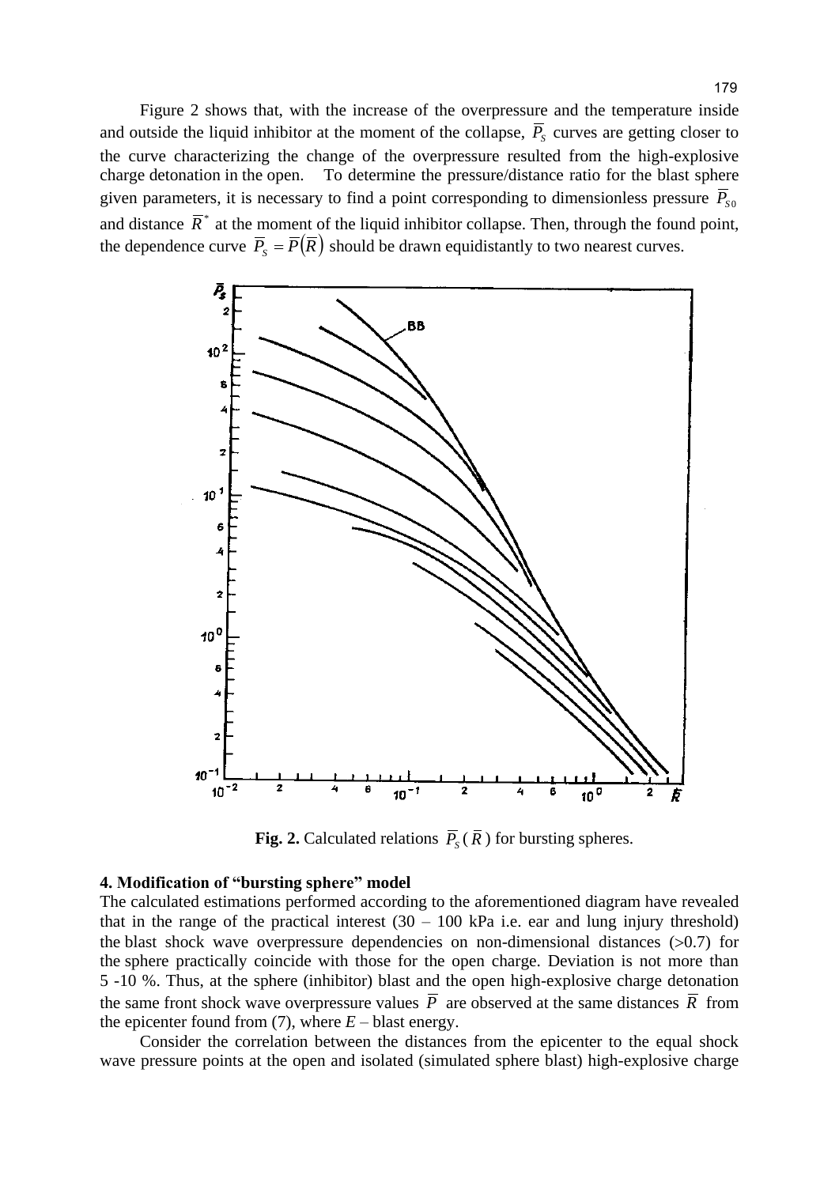Figure 2 shows that, with the increase of the overpressure and the temperature inside and outside the liquid inhibitor at the moment of the collapse, $\overline{P}_S$ curves are getting closer to the curve characterizing the change of the overpressure resulted from the high-explosive charge detonation in the open. To determine the pressure/distance ratio for the blast sphere given parameters, it is necessary to find a point corresponding to dimensionless pressure $\overline{P}_{S0}$ and distance $\overline{R}^*$ at the moment of the liquid inhibitor collapse. Then, through the found point, the dependence curve $\overline{P}_S = \overline{P}(\overline{R})$ should be drawn equidistantly to two nearest curves.

$\overline{P}_S$

2

$10^2$

6

4

2

$10^1$

6

4

2

$10^0$

6

4

2

$10^{-1}$

BB

$10^{-2}$ 2 4 6 $10^{-1}$ 2 4 6 $10^0$ 2 $\overline{R}$

**Fig. 2.** Calculated relations $\overline{P}_S(\overline{R})$ for bursting spheres.

## 4. Modification of "bursting sphere" model

The calculated estimations performed according to the aforementioned diagram have revealed that in the range of the practical interest (30 – 100 kPa i.e. ear and lung injury threshold) the blast shock wave overpressure dependencies on non-dimensional distances (>0.7) for the sphere practically coincide with those for the open charge. Deviation is not more than 5 -10 %. Thus, at the sphere (inhibitor) blast and the open high-explosive charge detonation the same front shock wave overpressure values $\overline{P}$ are observed at the same distances $\overline{R}$ from the epicenter found from (7), where $E$ – blast energy.

Consider the correlation between the distances from the epicenter to the equal shock wave pressure points at the open and isolated (simulated sphere blast) high-explosive charge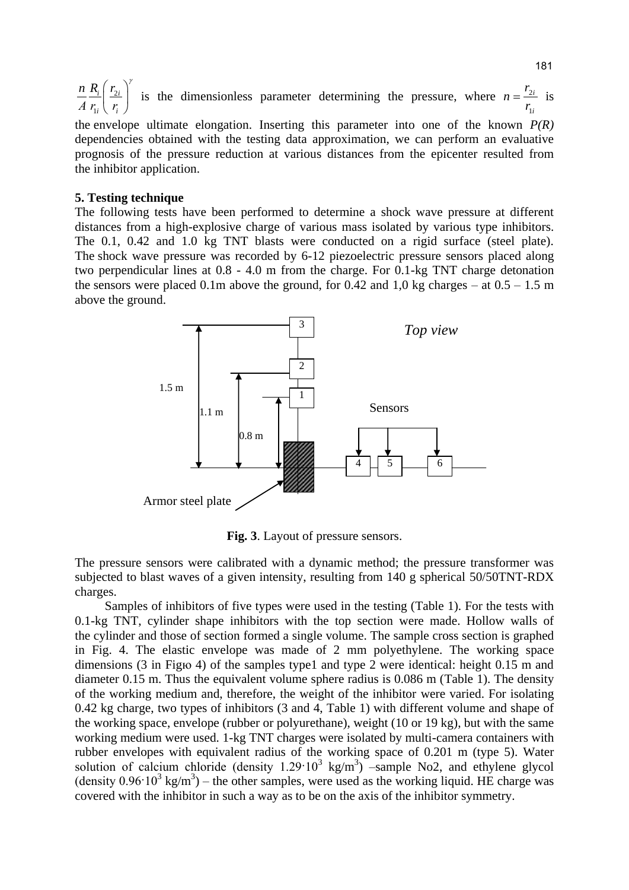$\frac{n}{A}\frac{R_i}{r_{1i}}\left(\frac{r_{2i}}{r_i}\right)^{\gamma}$ is the dimensionless parameter determining the pressure, where $n = \frac{r_{2i}}{r_{1i}}$ is the envelope ultimate elongation. Inserting this parameter into one of the known *P(R)* dependencies obtained with the testing data approximation, we can perform an evaluative prognosis of the pressure reduction at various distances from the epicenter resulted from the inhibitor application.

## 5. Testing technique

The following tests have been performed to determine a shock wave pressure at different distances from a high-explosive charge of various mass isolated by various type inhibitors. The 0.1, 0.42 and 1.0 kg TNT blasts were conducted on a rigid surface (steel plate). The shock wave pressure was recorded by 6-12 piezoelectric pressure sensors placed along two perpendicular lines at 0.8 - 4.0 m from the charge. For 0.1-kg TNT charge detonation the sensors were placed 0.1m above the ground, for 0.42 and 1,0 kg charges – at 0.5 – 1.5 m above the ground.

*Top view*

3

2

1

1.5 m

1.1 m

0.8 m

Sensors

4 5 6

Armor steel plate

**Fig. 3**. Layout of pressure sensors.

The pressure sensors were calibrated with a dynamic method; the pressure transformer was subjected to blast waves of a given intensity, resulting from 140 g spherical 50/50TNT-RDX charges.

Samples of inhibitors of five types were used in the testing (Table 1). For the tests with 0.1-kg TNT, cylinder shape inhibitors with the top section were made. Hollow walls of the cylinder and those of section formed a single volume. The sample cross section is graphed in Fig. 4. The elastic envelope was made of 2 mm polyethylene. The working space dimensions (3 in Figю 4) of the samples type1 and type 2 were identical: height 0.15 m and diameter 0.15 m. Thus the equivalent volume sphere radius is 0.086 m (Table 1). The density of the working medium and, therefore, the weight of the inhibitor were varied. For isolating 0.42 kg charge, two types of inhibitors (3 and 4, Table 1) with different volume and shape of the working space, envelope (rubber or polyurethane), weight (10 or 19 kg), but with the same working medium were used. 1-kg TNT charges were isolated by multi-camera containers with rubber envelopes with equivalent radius of the working space of 0.201 m (type 5). Water solution of calcium chloride (density $1.29 \cdot 10^3$ kg/m$^3$) –sample No2, and ethylene glycol (density $0.96 \cdot 10^3$ kg/m$^3$) – the other samples, were used as the working liquid. HE charge was covered with the inhibitor in such a way as to be on the axis of the inhibitor symmetry.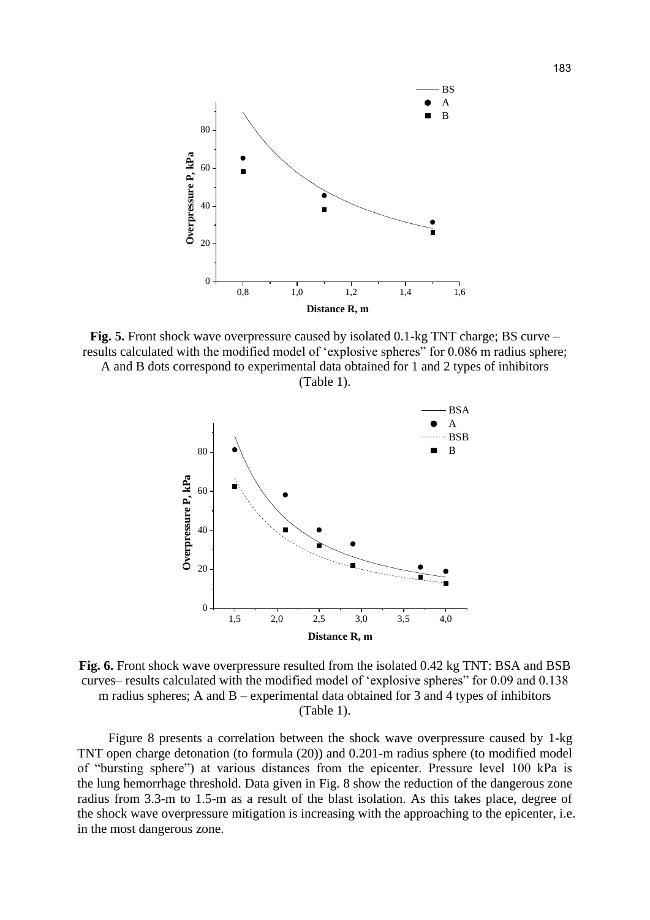BS
A
B

Overpressure P, kPa

0
20
40
60
80

0,8
1,0
1,2
1,4
1,6

Distance R, m

**Fig. 5.** Front shock wave overpressure caused by isolated 0.1-kg TNT charge; BS curve – results calculated with the modified model of 'explosive spheres" for 0.086 m radius sphere; A and B dots correspond to experimental data obtained for 1 and 2 types of inhibitors (Table 1).

BSA
A
BSB
B

Overpressure P, kPa

0
20
40
60
80

1,5
2,0
2,5
3,0
3,5
4,0

Distance R, m

**Fig. 6.** Front shock wave overpressure resulted from the isolated 0.42 kg TNT: BSA and BSB curves– results calculated with the modified model of 'explosive spheres" for 0.09 and 0.138 m radius spheres; A and B – experimental data obtained for 3 and 4 types of inhibitors (Table 1).

Figure 8 presents a correlation between the shock wave overpressure caused by 1-kg TNT open charge detonation (to formula (20)) and 0.201-m radius sphere (to modified model of "bursting sphere") at various distances from the epicenter. Pressure level 100 kPa is the lung hemorrhage threshold. Data given in Fig. 8 show the reduction of the dangerous zone radius from 3.3-m to 1.5-m as a result of the blast isolation. As this takes place, degree of the shock wave overpressure mitigation is increasing with the approaching to the epicenter, i.e. in the most dangerous zone.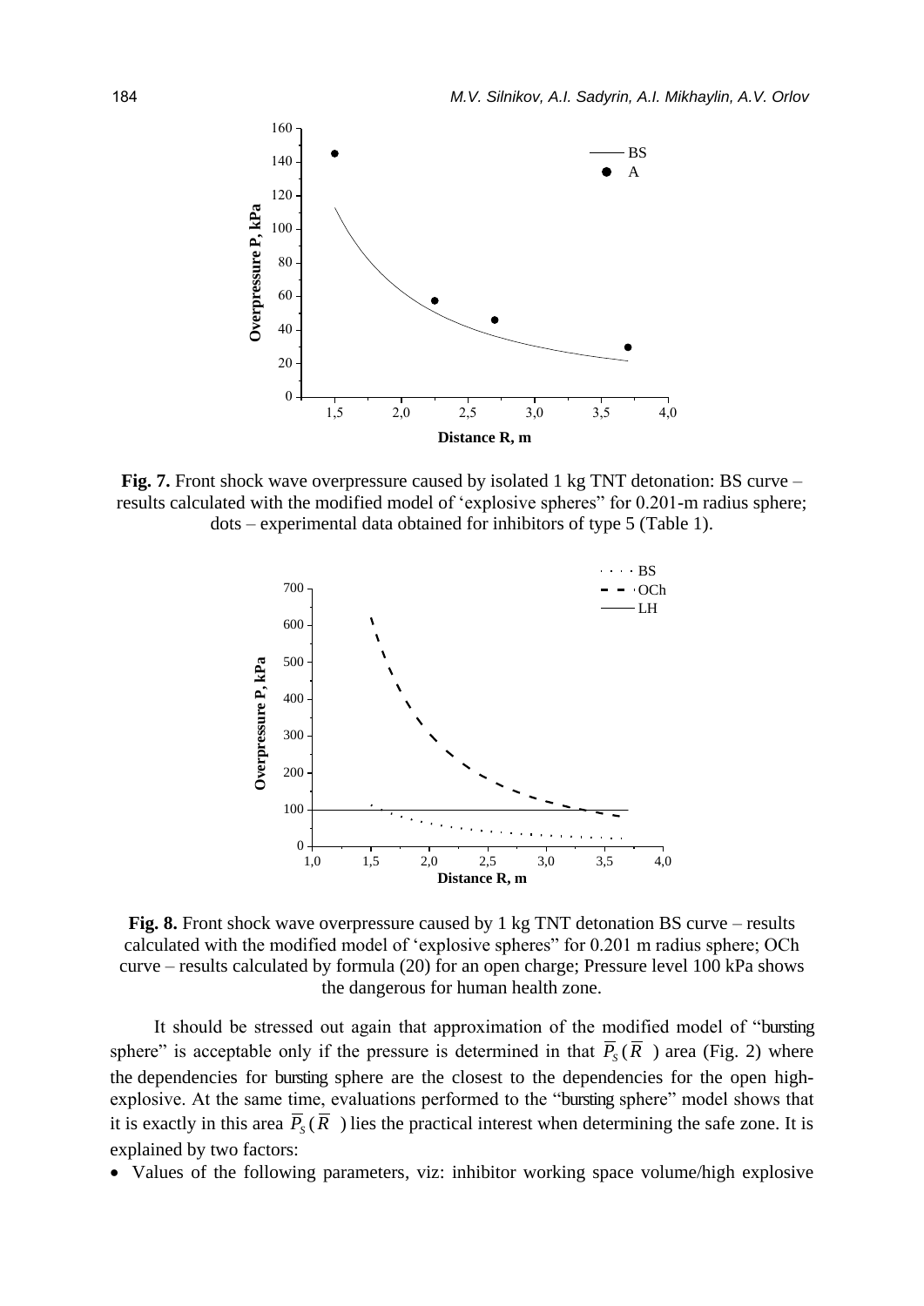160
140
120
100
80
60
40
20
0

Overpressure P, kPa

1,5 2,0 2,5 3,0 3,5 4,0

Distance R, m

BS
A

**Fig. 7.** Front shock wave overpressure caused by isolated 1 kg TNT detonation: BS curve – results calculated with the modified model of 'explosive spheres" for 0.201-m radius sphere; dots – experimental data obtained for inhibitors of type 5 (Table 1).

700
600
500
400
300
200
100
0

Overpressure P, kPa

1,0 1,5 2,0 2,5 3,0 3,5 4,0

Distance R, m

BS
OCh
LH

**Fig. 8.** Front shock wave overpressure caused by 1 kg TNT detonation BS curve – results calculated with the modified model of 'explosive spheres" for 0.201 m radius sphere; OCh curve – results calculated by formula (20) for an open charge; Pressure level 100 kPa shows the dangerous for human health zone.

It should be stressed out again that approximation of the modified model of "bursting sphere" is acceptable only if the pressure is determined in that $\overline{P}_S(\overline{R})$ area (Fig. 2) where the dependencies for bursting sphere are the closest to the dependencies for the open high-explosive. At the same time, evaluations performed to the "bursting sphere" model shows that it is exactly in this area $\overline{P}_S(\overline{R})$ lies the practical interest when determining the safe zone. It is explained by two factors:

- Values of the following parameters, viz: inhibitor working space volume/high explosive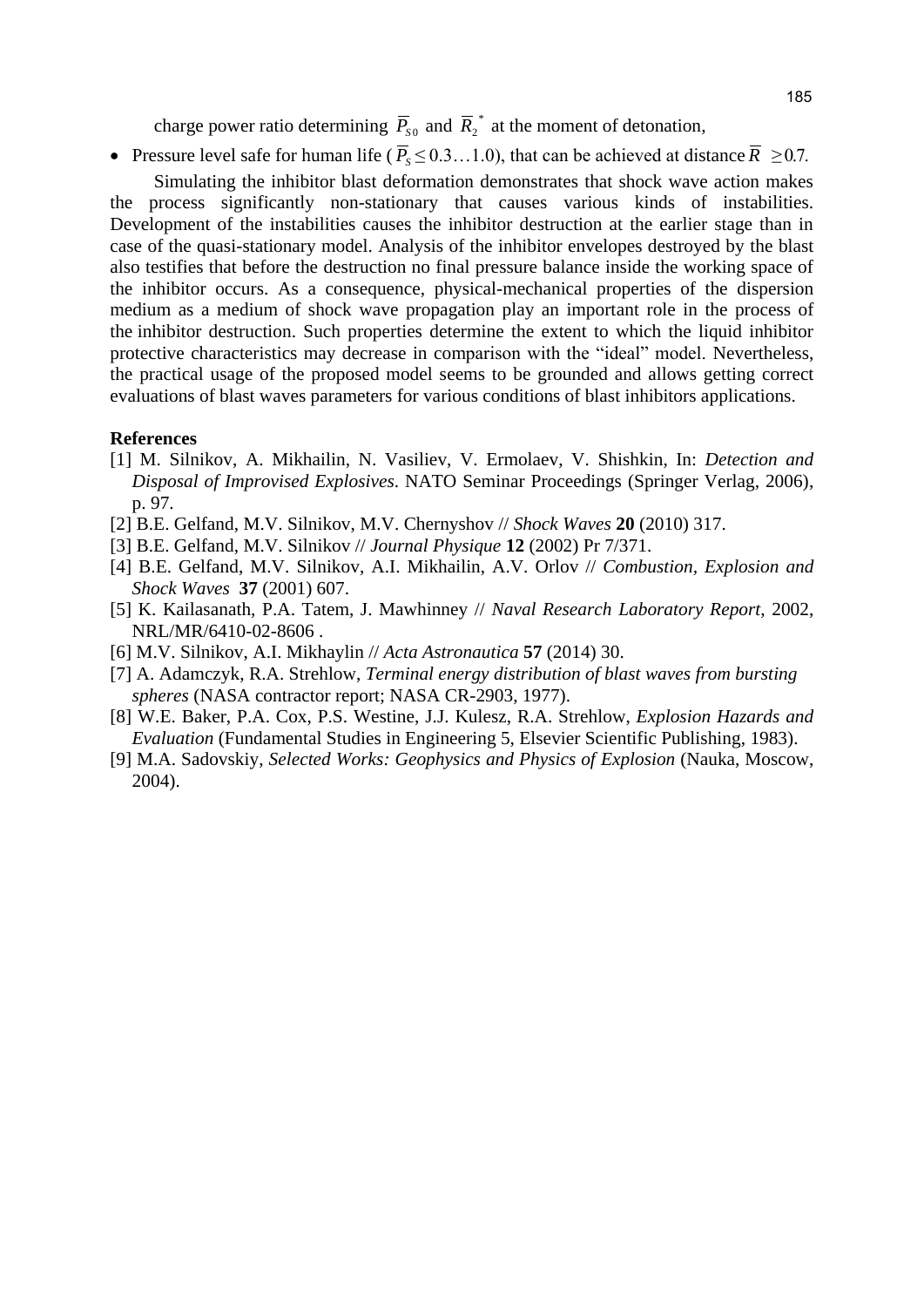charge power ratio determining $\overline{P}_{S0}$ and $\overline{R}_2^{\,*}$ at the moment of detonation,

- Pressure level safe for human life ($\overline{P}_S \leq 0.3\ldots1.0$), that can be achieved at distance $\overline{R}\ \geq 0.7$.

Simulating the inhibitor blast deformation demonstrates that shock wave action makes the process significantly non-stationary that causes various kinds of instabilities. Development of the instabilities causes the inhibitor destruction at the earlier stage than in case of the quasi-stationary model. Analysis of the inhibitor envelopes destroyed by the blast also testifies that before the destruction no final pressure balance inside the working space of the inhibitor occurs. As a consequence, physical-mechanical properties of the dispersion medium as a medium of shock wave propagation play an important role in the process of the inhibitor destruction. Such properties determine the extent to which the liquid inhibitor protective characteristics may decrease in comparison with the "ideal" model. Nevertheless, the practical usage of the proposed model seems to be grounded and allows getting correct evaluations of blast waves parameters for various conditions of blast inhibitors applications.

**References**

[1] M. Silnikov, A. Mikhailin, N. Vasiliev, V. Ermolaev, V. Shishkin, In: *Detection and Disposal of Improvised Explosives*. NATO Seminar Proceedings (Springer Verlag, 2006), p. 97.

[2] B.E. Gelfand, M.V. Silnikov, M.V. Chernyshov // *Shock Waves* **20** (2010) 317.

[3] B.E. Gelfand, M.V. Silnikov // *Journal Physique* **12** (2002) Pr 7/371.

[4] B.E. Gelfand, M.V. Silnikov, A.I. Mikhailin, A.V. Orlov // *Combustion, Explosion and Shock Waves* **37** (2001) 607.

[5] K. Kailasanath, P.A. Tatem, J. Mawhinney // *Naval Research Laboratory Report*, 2002, NRL/MR/6410-02-8606 .

[6] M.V. Silnikov, A.I. Mikhaylin // *Acta Astronautica* **57** (2014) 30.

[7] A. Adamczyk, R.A. Strehlow, *Terminal energy distribution of blast waves from bursting spheres* (NASA contractor report; NASA CR-2903, 1977).

[8] W.E. Baker, P.A. Cox, P.S. Westine, J.J. Kulesz, R.A. Strehlow, *Explosion Hazards and Evaluation* (Fundamental Studies in Engineering 5, Elsevier Scientific Publishing, 1983).

[9] M.A. Sadovskiy, *Selected Works: Geophysics and Physics of Explosion* (Nauka, Moscow, 2004).